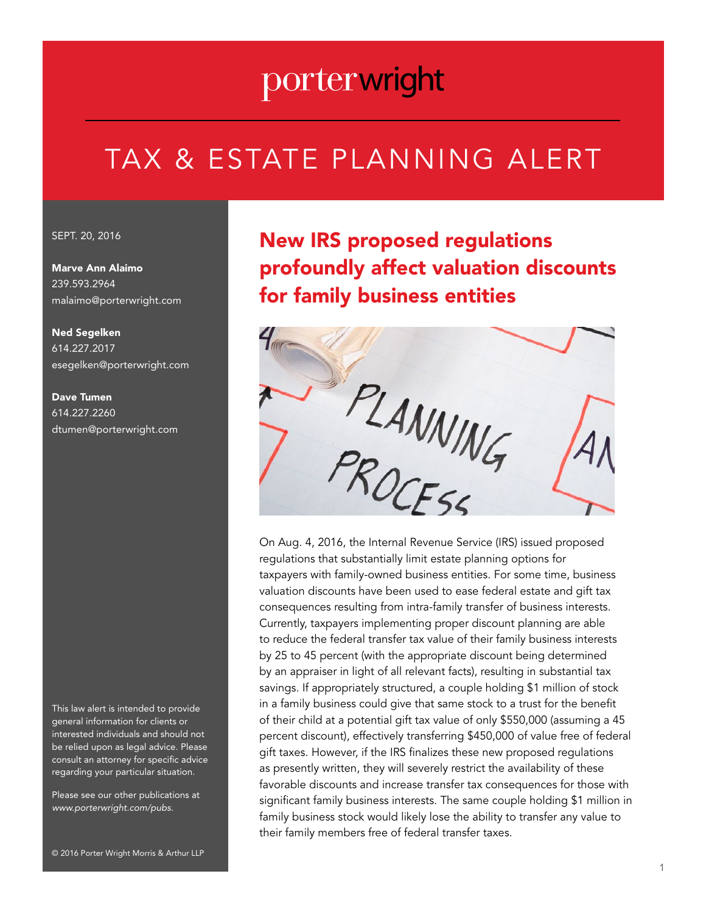porterwright

# TAX & ESTATE PLANNING ALERT

SEPT. 20, 2016

**Marve Ann Alaimo**
239.593.2964
malaimo@porterwright.com

**Ned Segelken**
614.227.2017
esegelken@porterwright.com

**Dave Tumen**
614.227.2260
dtumen@porterwright.com

## New IRS proposed regulations profoundly affect valuation discounts for family business entities

On Aug. 4, 2016, the Internal Revenue Service (IRS) issued proposed regulations that substantially limit estate planning options for taxpayers with family-owned business entities. For some time, business valuation discounts have been used to ease federal estate and gift tax consequences resulting from intra-family transfer of business interests. Currently, taxpayers implementing proper discount planning are able to reduce the federal transfer tax value of their family business interests by 25 to 45 percent (with the appropriate discount being determined by an appraiser in light of all relevant facts), resulting in substantial tax savings. If appropriately structured, a couple holding $1 million of stock in a family business could give that same stock to a trust for the benefit of their child at a potential gift tax value of only $550,000 (assuming a 45 percent discount), effectively transferring $450,000 of value free of federal gift taxes. However, if the IRS finalizes these new proposed regulations as presently written, they will severely restrict the availability of these favorable discounts and increase transfer tax consequences for those with significant family business interests. The same couple holding $1 million in family business stock would likely lose the ability to transfer any value to their family members free of federal transfer taxes.

This law alert is intended to provide general information for clients or interested individuals and should not be relied upon as legal advice. Please consult an attorney for specific advice regarding your particular situation.

Please see our other publications at *www.porterwright.com/pubs.*

© 2016 Porter Wright Morris & Arthur LLP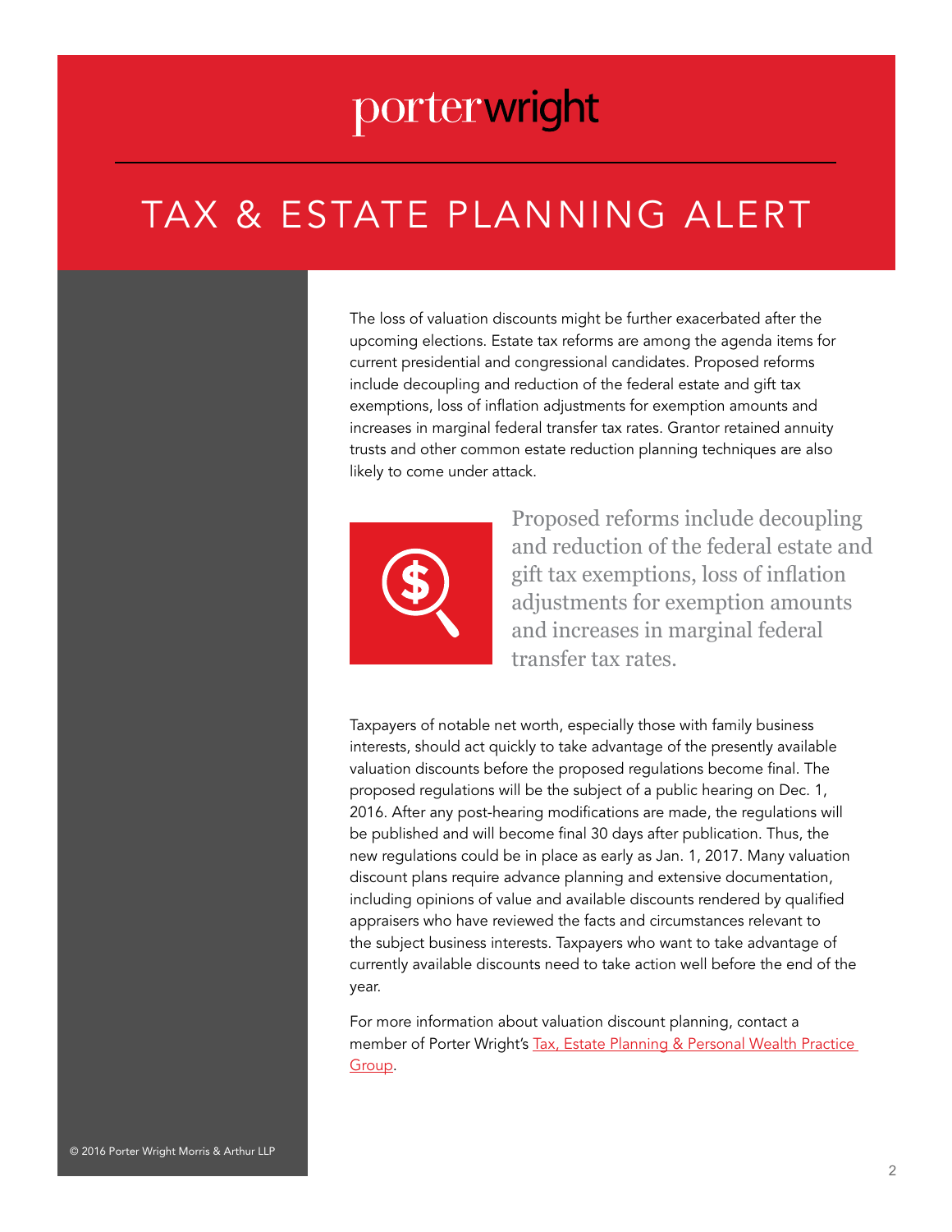# TAX & ESTATE PLANNING ALERT

The loss of valuation discounts might be further exacerbated after the upcoming elections. Estate tax reforms are among the agenda items for current presidential and congressional candidates. Proposed reforms include decoupling and reduction of the federal estate and gift tax exemptions, loss of inflation adjustments for exemption amounts and increases in marginal federal transfer tax rates. Grantor retained annuity trusts and other common estate reduction planning techniques are also likely to come under attack.

> Proposed reforms include decoupling and reduction of the federal estate and gift tax exemptions, loss of inflation adjustments for exemption amounts and increases in marginal federal transfer tax rates.

Taxpayers of notable net worth, especially those with family business interests, should act quickly to take advantage of the presently available valuation discounts before the proposed regulations become final. The proposed regulations will be the subject of a public hearing on Dec. 1, 2016. After any post-hearing modifications are made, the regulations will be published and will become final 30 days after publication. Thus, the new regulations could be in place as early as Jan. 1, 2017. Many valuation discount plans require advance planning and extensive documentation, including opinions of value and available discounts rendered by qualified appraisers who have reviewed the facts and circumstances relevant to the subject business interests. Taxpayers who want to take advantage of currently available discounts need to take action well before the end of the year.

For more information about valuation discount planning, contact a member of Porter Wright's Tax, Estate Planning & Personal Wealth Practice Group.

© 2016 Porter Wright Morris & Arthur LLP